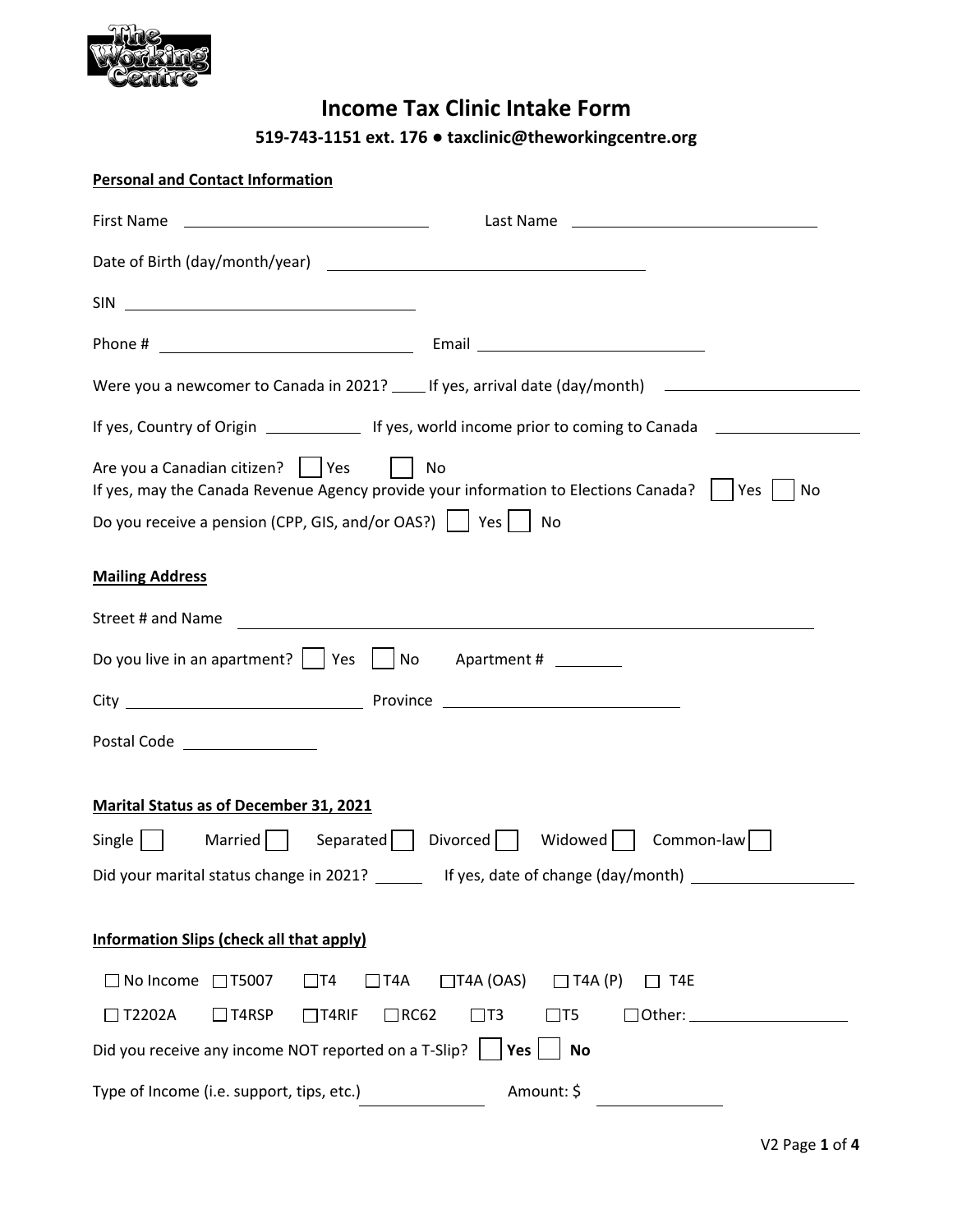# Income Tax Clinic Intake Form

**519-743-1151 ext. 176 ● taxclinic@theworkingcentre.org**

**Personal and Contact Information**

First Name ____________________ Last Name ____________________

Date of Birth (day/month/year) ____________________

SIN ____________________

Phone # ____________________ Email ____________________

Were you a newcomer to Canada in 2021? ____ If yes, arrival date (day/month) ____________________

If yes, Country of Origin ____________ If yes, world income prior to coming to Canada ____________

Are you a Canadian citizen? ☐ Yes ☐ No

If yes, may the Canada Revenue Agency provide your information to Elections Canada? ☐ Yes ☐ No

Do you receive a pension (CPP, GIS, and/or OAS?) ☐ Yes ☐ No

**Mailing Address**

Street # and Name ____________________

Do you live in an apartment? ☐ Yes ☐ No Apartment # ________

City ____________________ Province ____________________

Postal Code ____________

**Marital Status as of December 31, 2021**

Single ☐ Married ☐ Separated ☐ Divorced ☐ Widowed ☐ Common-law ☐

Did your marital status change in 2021? ______ If yes, date of change (day/month) ____________________

**Information Slips (check all that apply)**

☐ No Income ☐ T5007 ☐ T4 ☐ T4A ☐ T4A (OAS) ☐ T4A (P) ☐ T4E

☐ T2202A ☐ T4RSP ☐ T4RIF ☐ RC62 ☐ T3 ☐ T5 ☐ Other: ____________

Did you receive any income NOT reported on a T-Slip? ☐ **Yes** ☐ **No**

Type of Income (i.e. support, tips, etc.) ____________ Amount: $ ____________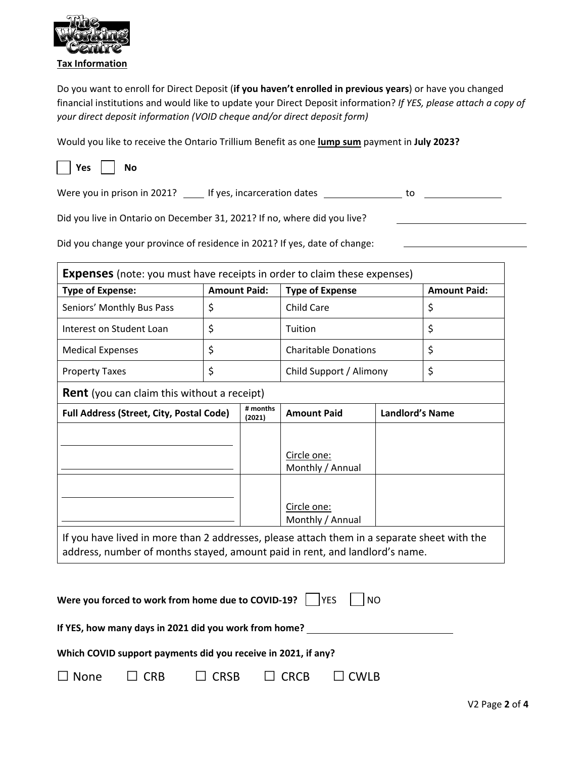**Tax Information**

Do you want to enroll for Direct Deposit (**if you haven't enrolled in previous years**) or have you changed financial institutions and would like to update your Direct Deposit information? *If YES, please attach a copy of your direct deposit information (VOID cheque and/or direct deposit form)*

Would you like to receive the Ontario Trillium Benefit as one **lump sum** payment in **July 2023?**

☐ **Yes** ☐ **No**

Were you in prison in 2021? ____ If yes, incarceration dates ______________ to ______________

Did you live in Ontario on December 31, 2021? If no, where did you live? ______________________

Did you change your province of residence in 2021? If yes, date of change: ______________________

| **Expenses** (note: you must have receipts in order to claim these expenses) | | | |
|---|---|---|---|
| **Type of Expense:** | **Amount Paid:** | **Type of Expense** | **Amount Paid:** |
| Seniors' Monthly Bus Pass | $ | Child Care | $ |
| Interest on Student Loan | $ | Tuition | $ |
| Medical Expenses | $ | Charitable Donations | $ |
| Property Taxes | $ | Child Support / Alimony | $ |

| **Rent** (you can claim this without a receipt) | | | |
|---|---|---|---|
| **Full Address (Street, City, Postal Code)** | **# months (2021)** | **Amount Paid** | **Landlord's Name** |
| | | Circle one: Monthly / Annual | |
| | | Circle one: Monthly / Annual | |
| If you have lived in more than 2 addresses, please attach them in a separate sheet with the address, number of months stayed, amount paid in rent, and landlord's name. | | | |

**Were you forced to work from home due to COVID-19?** ☐ YES ☐ NO

**If YES, how many days in 2021 did you work from home?** ______________________

**Which COVID support payments did you receive in 2021, if any?**

☐ None ☐ CRB ☐ CRSB ☐ CRCB ☐ CWLB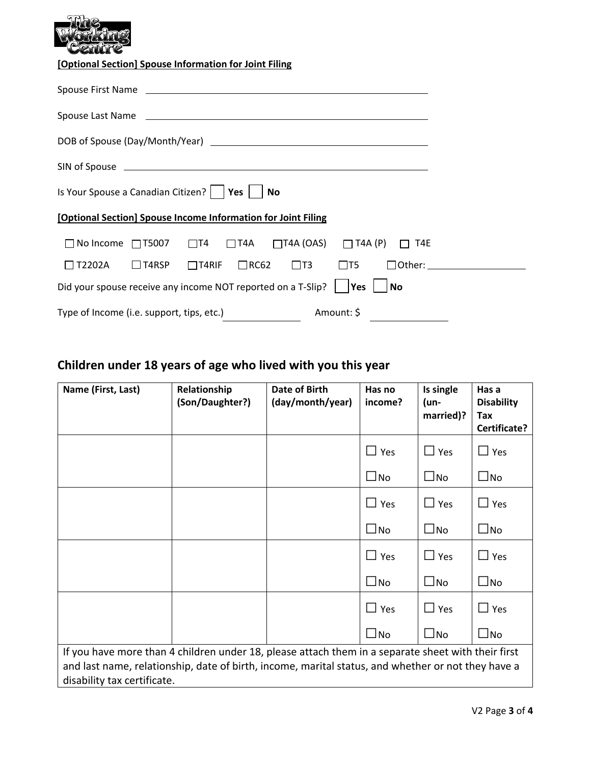**[Optional Section] Spouse Information for Joint Filing**

Spouse First Name \_\_\_\_\_\_\_\_\_\_\_\_\_\_\_\_\_\_\_\_\_\_\_\_\_\_\_\_\_\_\_\_\_\_\_\_\_\_\_\_

Spouse Last Name \_\_\_\_\_\_\_\_\_\_\_\_\_\_\_\_\_\_\_\_\_\_\_\_\_\_\_\_\_\_\_\_\_\_\_\_\_\_\_\_

DOB of Spouse (Day/Month/Year) \_\_\_\_\_\_\_\_\_\_\_\_\_\_\_\_\_\_\_\_\_\_\_\_\_\_\_\_\_\_\_\_

SIN of Spouse \_\_\_\_\_\_\_\_\_\_\_\_\_\_\_\_\_\_\_\_\_\_\_\_\_\_\_\_\_\_\_\_\_\_\_\_\_\_\_\_

Is Your Spouse a Canadian Citizen? ☐ **Yes** ☐ **No**

**[Optional Section] Spouse Income Information for Joint Filing**

☐ No Income ☐ T5007 ☐ T4 ☐ T4A ☐ T4A (OAS) ☐ T4A (P) ☐ T4E

☐ T2202A ☐ T4RSP ☐ T4RIF ☐ RC62 ☐ T3 ☐ T5 ☐ Other: \_\_\_\_\_\_\_\_\_\_\_\_\_\_\_\_

Did your spouse receive any income NOT reported on a T-Slip? ☐ **Yes** ☐ **No**

Type of Income (i.e. support, tips, etc.) \_\_\_\_\_\_\_\_\_\_\_\_ Amount: $ \_\_\_\_\_\_\_\_\_\_\_\_

## Children under 18 years of age who lived with you this year

| Name (First, Last) | Relationship (Son/Daughter?) | Date of Birth (day/month/year) | Has no income? | Is single (un-married)? | Has a Disability Tax Certificate? |
|---|---|---|---|---|---|
| | | | ☐ Yes ☐ No | ☐ Yes ☐ No | ☐ Yes ☐ No |
| | | | ☐ Yes ☐ No | ☐ Yes ☐ No | ☐ Yes ☐ No |
| | | | ☐ Yes ☐ No | ☐ Yes ☐ No | ☐ Yes ☐ No |
| | | | ☐ Yes ☐ No | ☐ Yes ☐ No | ☐ Yes ☐ No |
| If you have more than 4 children under 18, please attach them in a separate sheet with their first and last name, relationship, date of birth, income, marital status, and whether or not they have a disability tax certificate. | | | | | |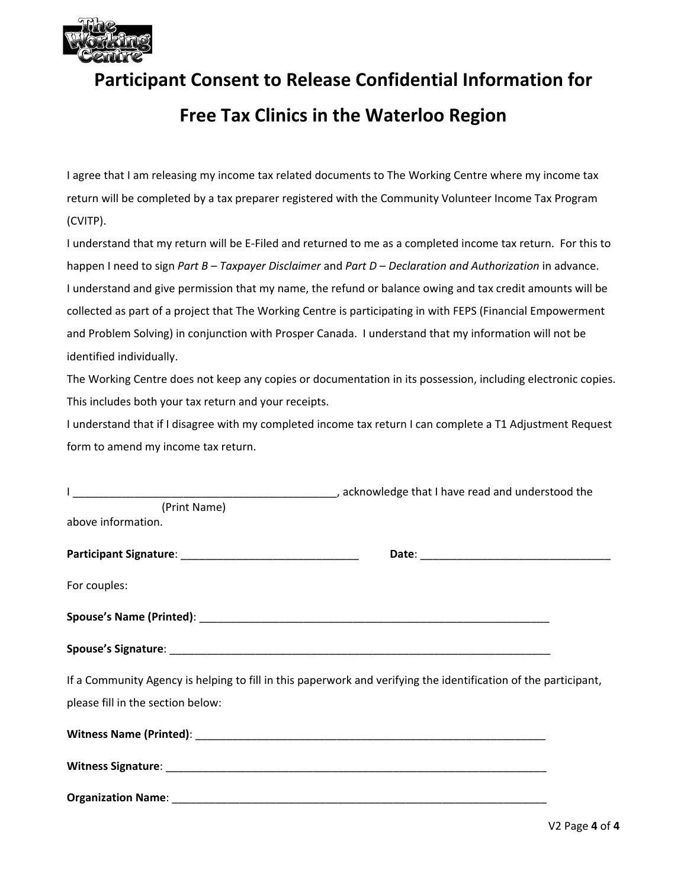# Participant Consent to Release Confidential Information for Free Tax Clinics in the Waterloo Region

I agree that I am releasing my income tax related documents to The Working Centre where my income tax return will be completed by a tax preparer registered with the Community Volunteer Income Tax Program (CVITP).

I understand that my return will be E-Filed and returned to me as a completed income tax return. For this to happen I need to sign *Part B – Taxpayer Disclaimer* and *Part D – Declaration and Authorization* in advance.

I understand and give permission that my name, the refund or balance owing and tax credit amounts will be collected as part of a project that The Working Centre is participating in with FEPS (Financial Empowerment and Problem Solving) in conjunction with Prosper Canada. I understand that my information will not be identified individually.

The Working Centre does not keep any copies or documentation in its possession, including electronic copies. This includes both your tax return and your receipts.

I understand that if I disagree with my completed income tax return I can complete a T1 Adjustment Request form to amend my income tax return.

I ___________________________________________, acknowledge that I have read and understood the
(Print Name)
above information.

**Participant Signature**: ______________________________ **Date**: ________________________________

For couples:

**Spouse's Name (Printed)**: ____________________________________________________________

**Spouse's Signature**: _________________________________________________________________

If a Community Agency is helping to fill in this paperwork and verifying the identification of the participant, please fill in the section below:

**Witness Name (Printed)**: ____________________________________________________________

**Witness Signature**: _________________________________________________________________

**Organization Name**: ________________________________________________________________

V2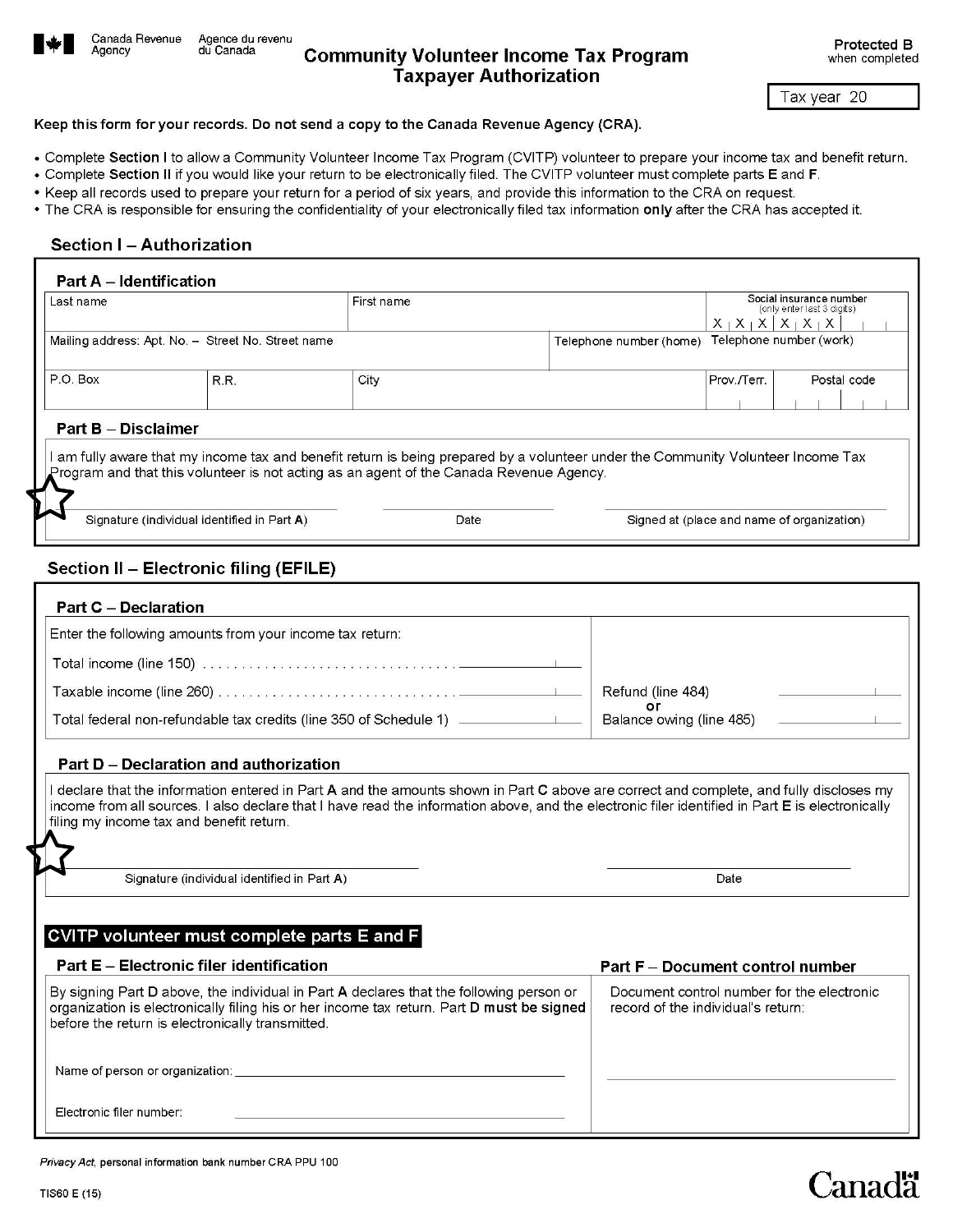Canada Revenue Agency / Agence du revenu du Canada

# Community Volunteer Income Tax Program Taxpayer Authorization

**Protected B** when completed

Tax year 20

**Keep this form for your records. Do not send a copy to the Canada Revenue Agency (CRA).**

- Complete **Section I** to allow a Community Volunteer Income Tax Program (CVITP) volunteer to prepare your income tax and benefit return.
- Complete **Section II** if you would like your return to be electronically filed. The CVITP volunteer must complete parts **E** and **F**.
- Keep all records used to prepare your return for a period of six years, and provide this information to the CRA on request.
- The CRA is responsible for ensuring the confidentiality of your electronically filed tax information **only** after the CRA has accepted it.

## Section I – Authorization

### Part A – Identification

| Last name | First name | Social insurance number (only enter last 3 digits) X X X X X X |
|---|---|---|
| Mailing address: Apt. No. – Street No. Street name | Telephone number (home) | Telephone number (work) |
| P.O. Box | R.R. | City | Prov./Terr. | Postal code |

### Part B – Disclaimer

I am fully aware that my income tax and benefit return is being prepared by a volunteer under the Community Volunteer Income Tax Program and that this volunteer is not acting as an agent of the Canada Revenue Agency.

Signature (individual identified in Part **A**) ______ Date ______ Signed at (place and name of organization) ______

## Section II – Electronic filing (EFILE)

### Part C – Declaration

Enter the following amounts from your income tax return:

| | |
|---|---|
| Total income (line 150) ______ | |
| Taxable income (line 260) ______ | Refund (line 484) ______ |
| Total federal non-refundable tax credits (line 350 of Schedule 1) ______ | or Balance owing (line 485) ______ |

### Part D – Declaration and authorization

I declare that the information entered in Part **A** and the amounts shown in Part **C** above are correct and complete, and fully discloses my income from all sources. I also declare that I have read the information above, and the electronic filer identified in Part **E** is electronically filing my income tax and benefit return.

Signature (individual identified in Part **A**) ______ Date ______

**CVITP volunteer must complete parts E and F**

### Part E – Electronic filer identification

By signing Part **D** above, the individual in Part **A** declares that the following person or organization is electronically filing his or her income tax return. Part **D must be signed** before the return is electronically transmitted.

Name of person or organization: ______

Electronic filer number: ______

### Part F – Document control number

Document control number for the electronic record of the individual's return:

______

*Privacy Act*, personal information bank number CRA PPU 100

TIS60 E (15)

Canada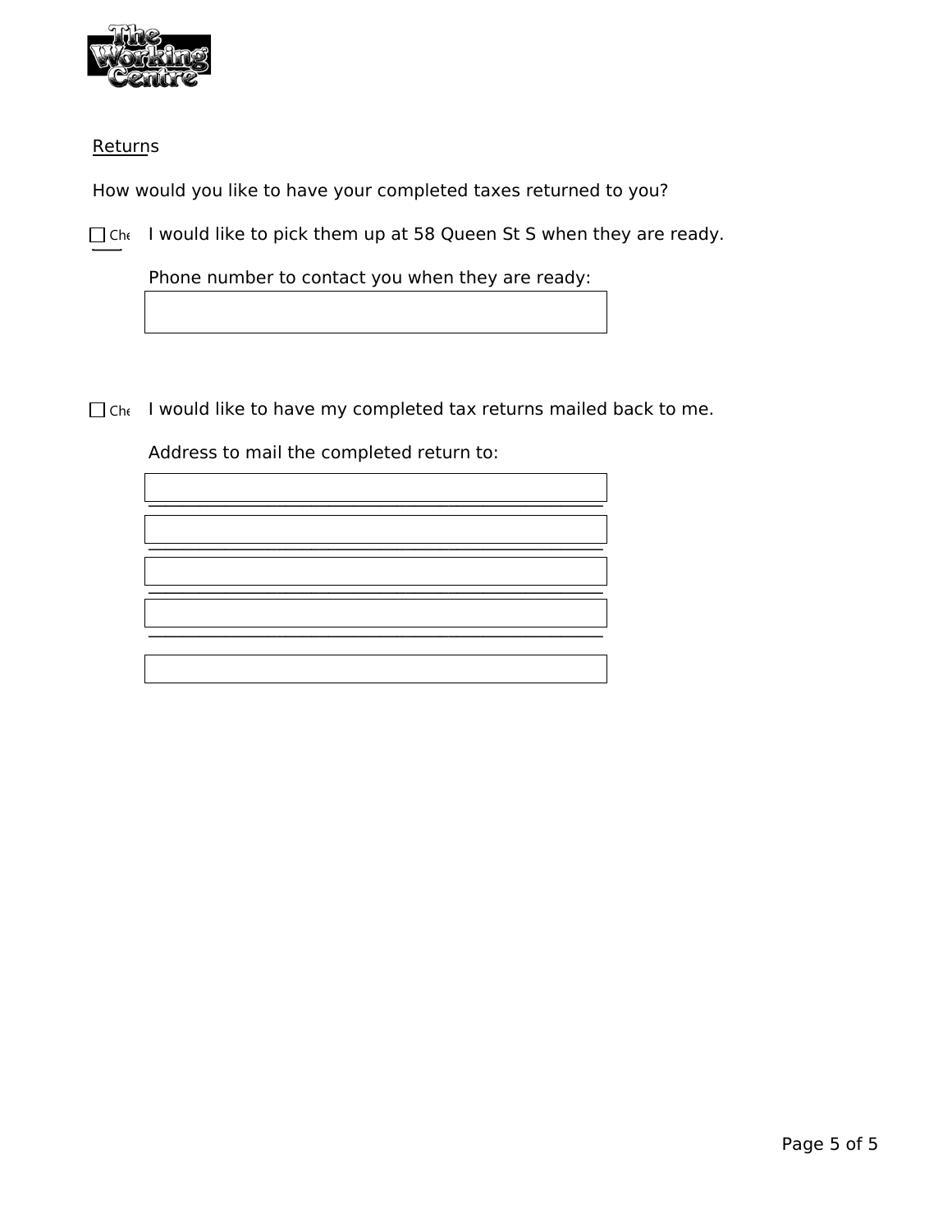Returns

How would you like to have your completed taxes returned to you?

☐ Che I would like to pick them up at 58 Queen St S when they are ready.

Phone number to contact you when they are ready:

☐ Che I would like to have my completed tax returns mailed back to me.

Address to mail the completed return to: